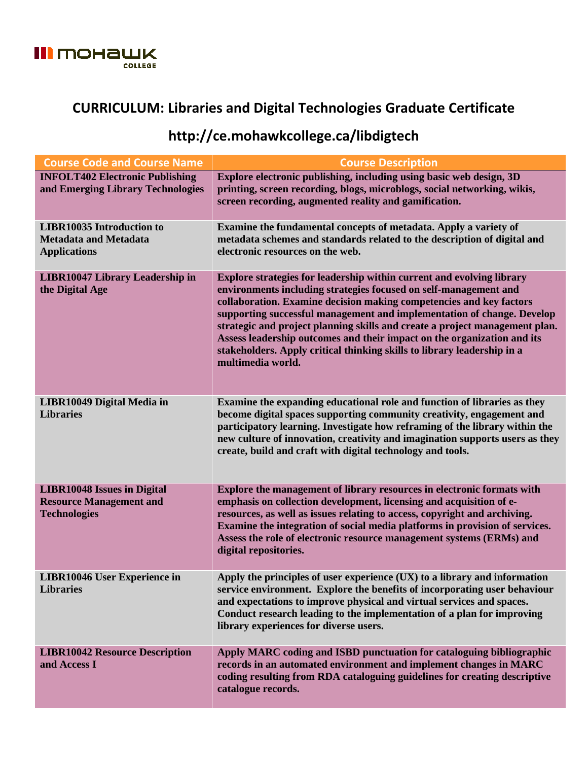# CURRICULUM: Libraries and Digital Technologies Graduate Certificate

## http://ce.mohawkcollege.ca/libdigtech

| Course Code and Course Name | Course Description |
|---|---|
| **INFOLT402 Electronic Publishing and Emerging Library Technologies** | **Explore electronic publishing, including using basic web design, 3D printing, screen recording, blogs, microblogs, social networking, wikis, screen recording, augmented reality and gamification.** |
| **LIBR10035 Introduction to Metadata and Metadata Applications** | **Examine the fundamental concepts of metadata. Apply a variety of metadata schemes and standards related to the description of digital and electronic resources on the web.** |
| **LIBR10047 Library Leadership in the Digital Age** | **Explore strategies for leadership within current and evolving library environments including strategies focused on self-management and collaboration. Examine decision making competencies and key factors supporting successful management and implementation of change. Develop strategic and project planning skills and create a project management plan. Assess leadership outcomes and their impact on the organization and its stakeholders. Apply critical thinking skills to library leadership in a multimedia world.** |
| **LIBR10049 Digital Media in Libraries** | **Examine the expanding educational role and function of libraries as they become digital spaces supporting community creativity, engagement and participatory learning. Investigate how reframing of the library within the new culture of innovation, creativity and imagination supports users as they create, build and craft with digital technology and tools.** |
| **LIBR10048 Issues in Digital Resource Management and Technologies** | **Explore the management of library resources in electronic formats with emphasis on collection development, licensing and acquisition of e-resources, as well as issues relating to access, copyright and archiving. Examine the integration of social media platforms in provision of services. Assess the role of electronic resource management systems (ERMs) and digital repositories.** |
| **LIBR10046 User Experience in Libraries** | **Apply the principles of user experience (UX) to a library and information service environment. Explore the benefits of incorporating user behaviour and expectations to improve physical and virtual services and spaces. Conduct research leading to the implementation of a plan for improving library experiences for diverse users.** |
| **LIBR10042 Resource Description and Access I** | **Apply MARC coding and ISBD punctuation for cataloguing bibliographic records in an automated environment and implement changes in MARC coding resulting from RDA cataloguing guidelines for creating descriptive catalogue records.** |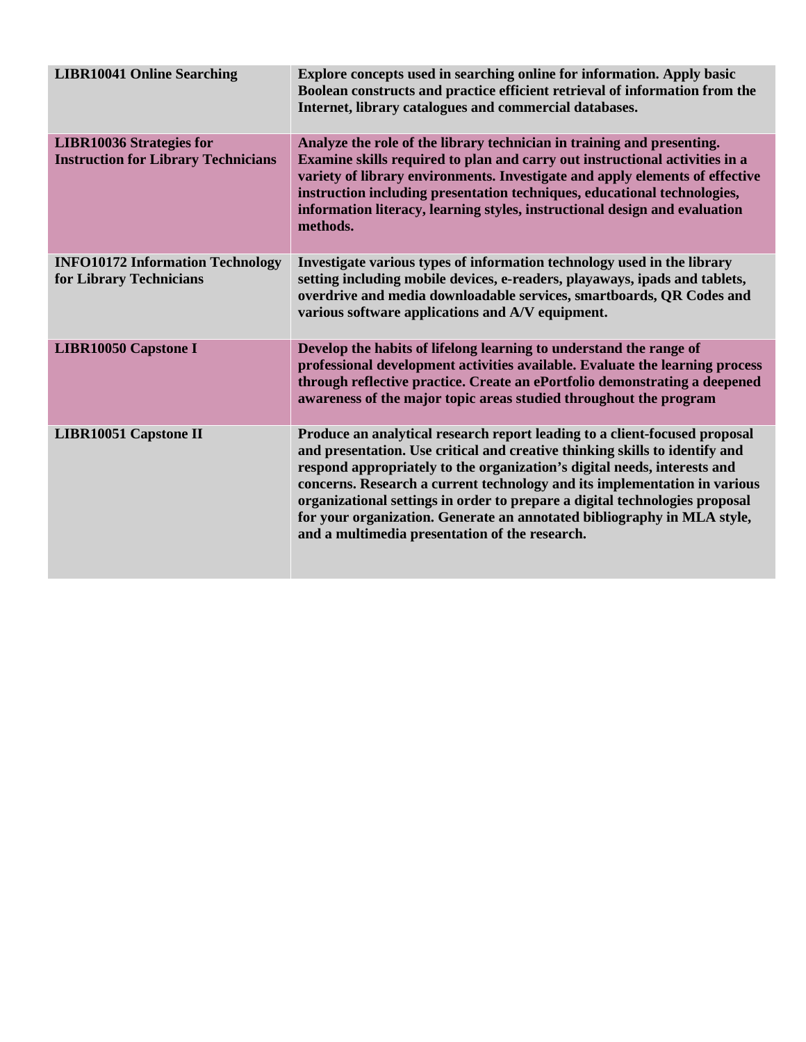| | |
|---|---|
| **LIBR10041 Online Searching** | **Explore concepts used in searching online for information. Apply basic Boolean constructs and practice efficient retrieval of information from the Internet, library catalogues and commercial databases.** |
| **LIBR10036 Strategies for Instruction for Library Technicians** | **Analyze the role of the library technician in training and presenting. Examine skills required to plan and carry out instructional activities in a variety of library environments. Investigate and apply elements of effective instruction including presentation techniques, educational technologies, information literacy, learning styles, instructional design and evaluation methods.** |
| **INFO10172 Information Technology for Library Technicians** | **Investigate various types of information technology used in the library setting including mobile devices, e-readers, playaways, ipads and tablets, overdrive and media downloadable services, smartboards, QR Codes and various software applications and A/V equipment.** |
| **LIBR10050 Capstone I** | **Develop the habits of lifelong learning to understand the range of professional development activities available. Evaluate the learning process through reflective practice. Create an ePortfolio demonstrating a deepened awareness of the major topic areas studied throughout the program** |
| **LIBR10051 Capstone II** | **Produce an analytical research report leading to a client-focused proposal and presentation. Use critical and creative thinking skills to identify and respond appropriately to the organization's digital needs, interests and concerns. Research a current technology and its implementation in various organizational settings in order to prepare a digital technologies proposal for your organization. Generate an annotated bibliography in MLA style, and a multimedia presentation of the research.** |